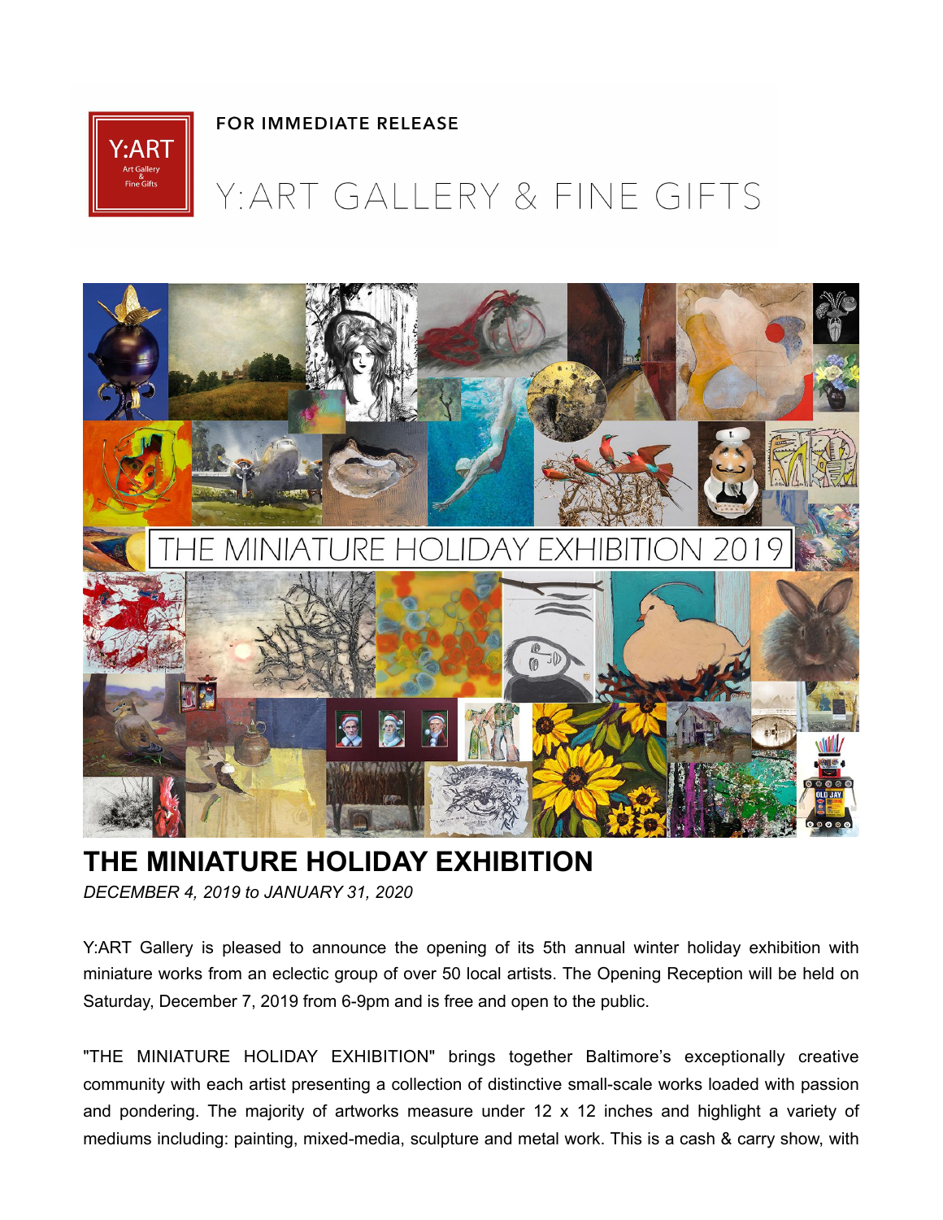FOR IMMEDIATE RELEASE

Y:ART GALLERY & FINE GIFTS

# THE MINIATURE HOLIDAY EXHIBITION

*DECEMBER 4, 2019 to JANUARY 31, 2020*

Y:ART Gallery is pleased to announce the opening of its 5th annual winter holiday exhibition with miniature works from an eclectic group of over 50 local artists. The Opening Reception will be held on Saturday, December 7, 2019 from 6-9pm and is free and open to the public.

"THE MINIATURE HOLIDAY EXHIBITION" brings together Baltimore's exceptionally creative community with each artist presenting a collection of distinctive small-scale works loaded with passion and pondering. The majority of artworks measure under 12 x 12 inches and highlight a variety of mediums including: painting, mixed-media, sculpture and metal work. This is a cash & carry show, with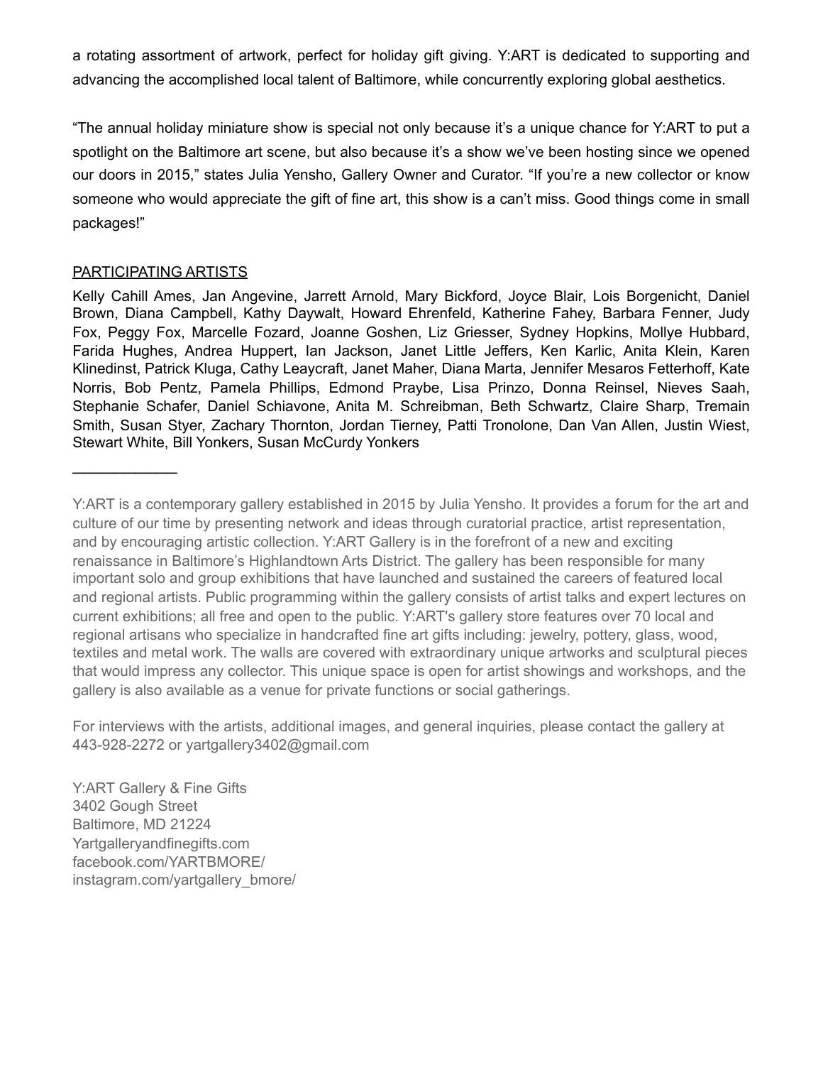a rotating assortment of artwork, perfect for holiday gift giving. Y:ART is dedicated to supporting and advancing the accomplished local talent of Baltimore, while concurrently exploring global aesthetics.

“The annual holiday miniature show is special not only because it’s a unique chance for Y:ART to put a spotlight on the Baltimore art scene, but also because it’s a show we’ve been hosting since we opened our doors in 2015,” states Julia Yensho, Gallery Owner and Curator. “If you’re a new collector or know someone who would appreciate the gift of fine art, this show is a can’t miss. Good things come in small packages!”

PARTICIPATING ARTISTS

Kelly Cahill Ames, Jan Angevine, Jarrett Arnold, Mary Bickford, Joyce Blair, Lois Borgenicht, Daniel Brown, Diana Campbell, Kathy Daywalt, Howard Ehrenfeld, Katherine Fahey, Barbara Fenner, Judy Fox, Peggy Fox, Marcelle Fozard, Joanne Goshen, Liz Griesser, Sydney Hopkins, Mollye Hubbard, Farida Hughes, Andrea Huppert, Ian Jackson, Janet Little Jeffers, Ken Karlic, Anita Klein, Karen Klinedinst, Patrick Kluga, Cathy Leaycraft, Janet Maher, Diana Marta, Jennifer Mesaros Fetterhoff, Kate Norris, Bob Pentz, Pamela Phillips, Edmond Praybe, Lisa Prinzo, Donna Reinsel, Nieves Saah, Stephanie Schafer, Daniel Schiavone, Anita M. Schreibman, Beth Schwartz, Claire Sharp, Tremain Smith, Susan Styer, Zachary Thornton, Jordan Tierney, Patti Tronolone, Dan Van Allen, Justin Wiest, Stewart White, Bill Yonkers, Susan McCurdy Yonkers

---

Y:ART is a contemporary gallery established in 2015 by Julia Yensho. It provides a forum for the art and culture of our time by presenting network and ideas through curatorial practice, artist representation, and by encouraging artistic collection. Y:ART Gallery is in the forefront of a new and exciting renaissance in Baltimore’s Highlandtown Arts District. The gallery has been responsible for many important solo and group exhibitions that have launched and sustained the careers of featured local and regional artists. Public programming within the gallery consists of artist talks and expert lectures on current exhibitions; all free and open to the public. Y:ART's gallery store features over 70 local and regional artisans who specialize in handcrafted fine art gifts including: jewelry, pottery, glass, wood, textiles and metal work. The walls are covered with extraordinary unique artworks and sculptural pieces that would impress any collector. This unique space is open for artist showings and workshops, and the gallery is also available as a venue for private functions or social gatherings.

For interviews with the artists, additional images, and general inquiries, please contact the gallery at 443-928-2272 or yartgallery3402@gmail.com

Y:ART Gallery & Fine Gifts
3402 Gough Street
Baltimore, MD 21224
Yartgalleryandfinegifts.com
facebook.com/YARTBMORE/
instagram.com/yartgallery_bmore/